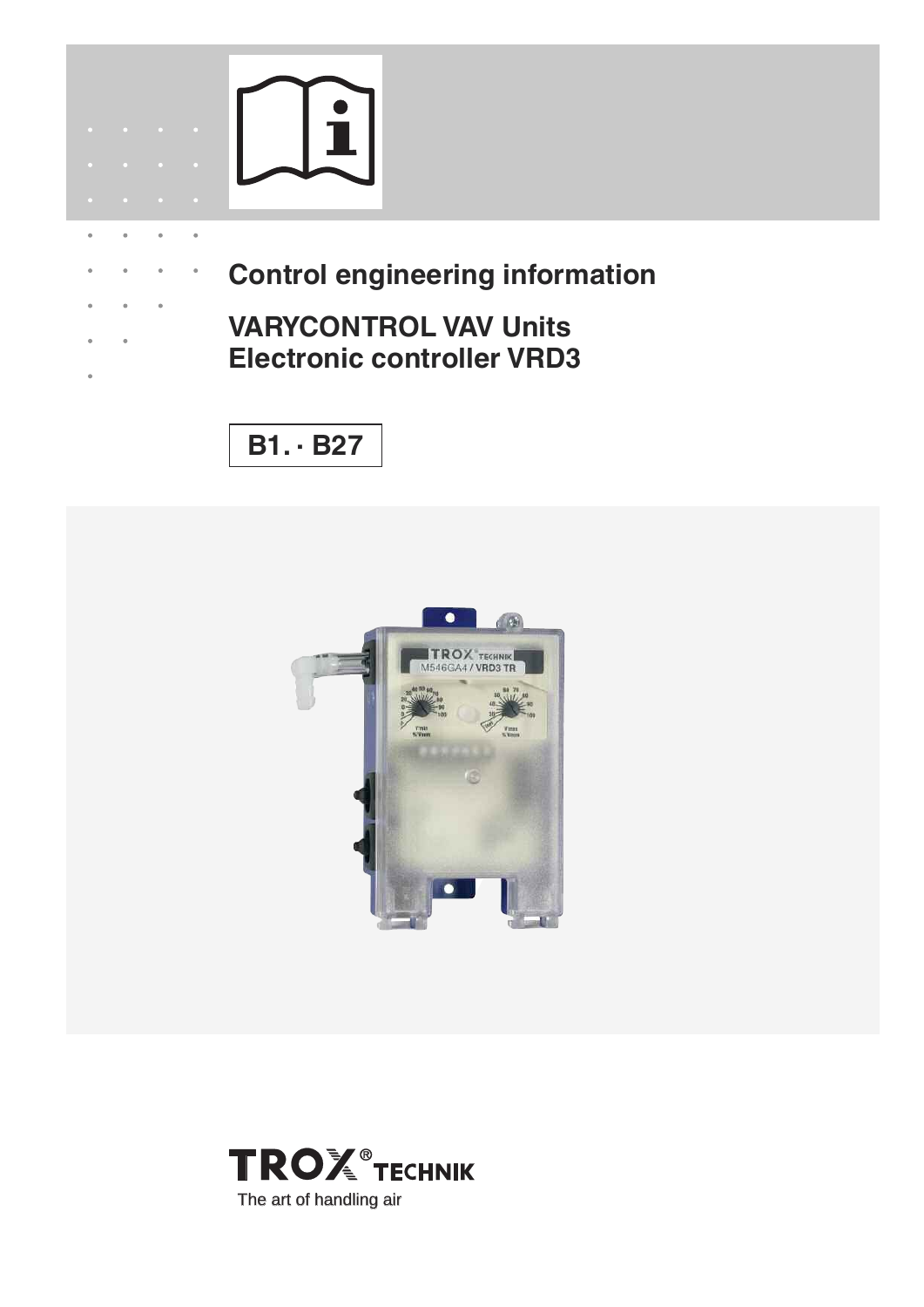# Control engineering information

## VARYCONTROL VAV Units
## Electronic controller VRD3

B1. · B27

TROX® TECHNIK

The art of handling air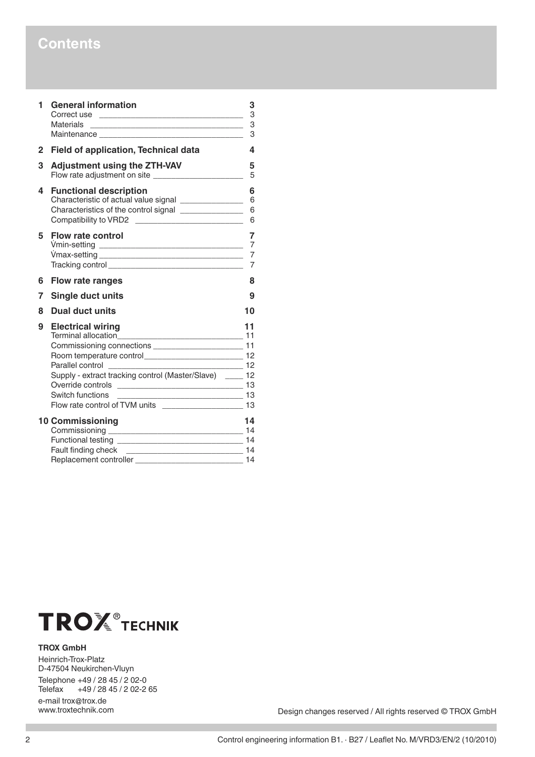# Contents

| | | |
|---|---|---|
| **1** | **General information** | **3** |
| | Correct use | 3 |
| | Materials | 3 |
| | Maintenance | 3 |
| **2** | **Field of application, Technical data** | **4** |
| **3** | **Adjustment using the ZTH-VAV** | **5** |
| | Flow rate adjustment on site | 5 |
| **4** | **Functional description** | **6** |
| | Characteristic of actual value signal | 6 |
| | Characteristics of the control signal | 6 |
| | Compatibility to VRD2 | 6 |
| **5** | **Flow rate control** | **7** |
| | V̇min-setting | 7 |
| | V̇max-setting | 7 |
| | Tracking control | 7 |
| **6** | **Flow rate ranges** | **8** |
| **7** | **Single duct units** | **9** |
| **8** | **Dual duct units** | **10** |
| **9** | **Electrical wiring** | **11** |
| | Terminal allocation | 11 |
| | Commissioning connections | 11 |
| | Room temperature control | 12 |
| | Parallel control | 12 |
| | Supply - extract tracking control (Master/Slave) | 12 |
| | Override controls | 13 |
| | Switch functions | 13 |
| | Flow rate control of TVM units | 13 |
| **10** | **Commissioning** | **14** |
| | Commissioning | 14 |
| | Functional testing | 14 |
| | Fault finding check | 14 |
| | Replacement controller | 14 |

TROX® TECHNIK

**TROX GmbH**

Heinrich-Trox-Platz
D-47504 Neukirchen-Vluyn

Telephone +49 / 28 45 / 2 02-0
Telefax +49 / 28 45 / 2 02-2 65

e-mail trox@trox.de
www.troxtechnik.com

Design changes reserved / All rights reserved © TROX GmbH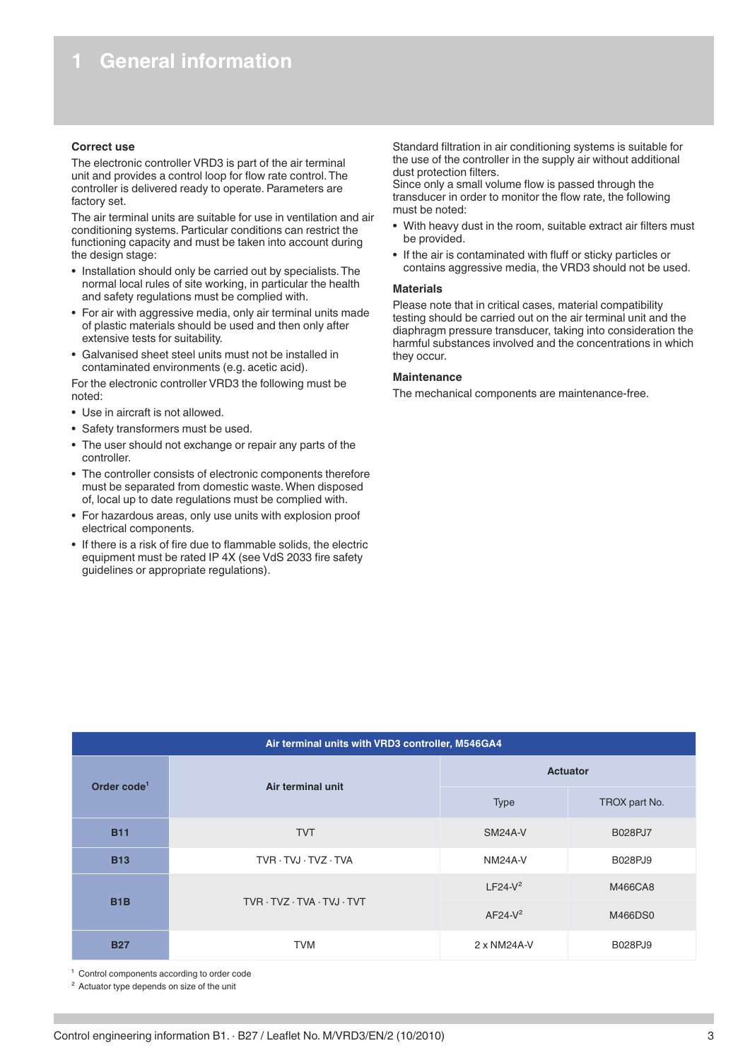# 1 General information

### Correct use

The electronic controller VRD3 is part of the air terminal unit and provides a control loop for flow rate control. The controller is delivered ready to operate. Parameters are factory set.

The air terminal units are suitable for use in ventilation and air conditioning systems. Particular conditions can restrict the functioning capacity and must be taken into account during the design stage:

- Installation should only be carried out by specialists. The normal local rules of site working, in particular the health and safety regulations must be complied with.
- For air with aggressive media, only air terminal units made of plastic materials should be used and then only after extensive tests for suitability.
- Galvanised sheet steel units must not be installed in contaminated environments (e.g. acetic acid).

For the electronic controller VRD3 the following must be noted:

- Use in aircraft is not allowed.
- Safety transformers must be used.
- The user should not exchange or repair any parts of the controller.
- The controller consists of electronic components therefore must be separated from domestic waste. When disposed of, local up to date regulations must be complied with.
- For hazardous areas, only use units with explosion proof electrical components.
- If there is a risk of fire due to flammable solids, the electric equipment must be rated IP 4X (see VdS 2033 fire safety guidelines or appropriate regulations).

Standard filtration in air conditioning systems is suitable for the use of the controller in the supply air without additional dust protection filters.
Since only a small volume flow is passed through the transducer in order to monitor the flow rate, the following must be noted:

- With heavy dust in the room, suitable extract air filters must be provided.
- If the air is contaminated with fluff or sticky particles or contains aggressive media, the VRD3 should not be used.

### Materials

Please note that in critical cases, material compatibility testing should be carried out on the air terminal unit and the diaphragm pressure transducer, taking into consideration the harmful substances involved and the concentrations in which they occur.

### Maintenance

The mechanical components are maintenance-free.

**Air terminal units with VRD3 controller, M546GA4**

| Order code[1] | Air terminal unit | Actuator | |
|---|---|---|---|
| | | Type | TROX part No. |
| B11 | TVT | SM24A-V | B028PJ7 |
| B13 | TVR · TVJ · TVZ · TVA | NM24A-V | B028PJ9 |
| B1B | TVR · TVZ · TVA · TVJ · TVT | LF24-V[2] | M466CA8 |
| | | AF24-V[2] | M466DS0 |
| B27 | TVM | 2 x NM24A-V | B028PJ9 |

[1] Control components according to order code
[2] Actuator type depends on size of the unit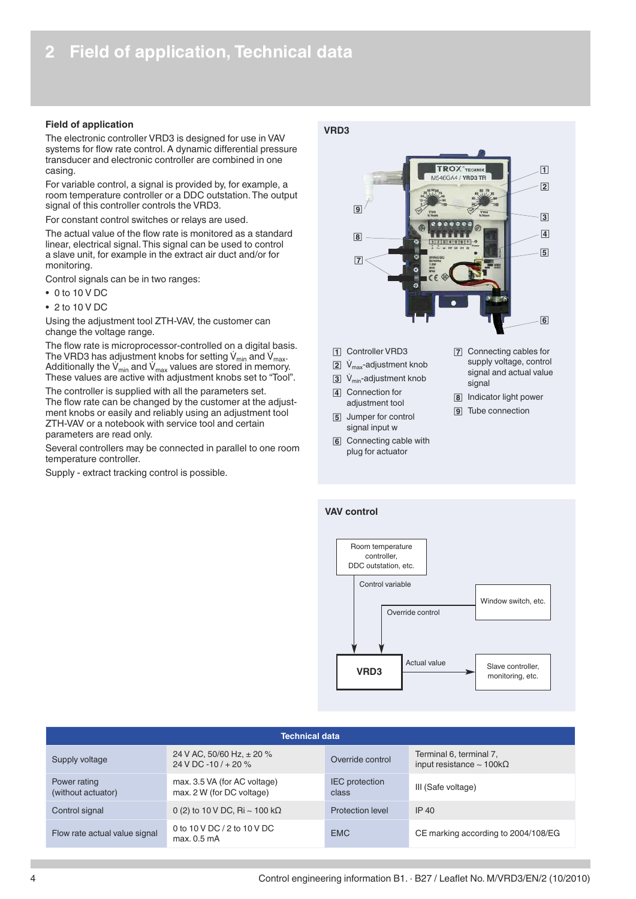# 2 Field of application, Technical data

**Field of application**

The electronic controller VRD3 is designed for use in VAV systems for flow rate control. A dynamic differential pressure transducer and electronic controller are combined in one casing.

For variable control, a signal is provided by, for example, a room temperature controller or a DDC outstation. The output signal of this controller controls the VRD3.

For constant control switches or relays are used.

The actual value of the flow rate is monitored as a standard linear, electrical signal. This signal can be used to control a slave unit, for example in the extract air duct and/or for monitoring.

Control signals can be in two ranges:

- 0 to 10 V DC
- 2 to 10 V DC

Using the adjustment tool ZTH-VAV, the customer can change the voltage range.

The flow rate is microprocessor-controlled on a digital basis. The VRD3 has adjustment knobs for setting $\dot{V}_{min}$ and $\dot{V}_{max}$. Additionally the $\dot{V}_{min}$ and $\dot{V}_{max}$ values are stored in memory. These values are active with adjustment knobs set to "Tool".

The controller is supplied with all the parameters set. The flow rate can be changed by the customer at the adjustment knobs or easily and reliably using an adjustment tool ZTH-VAV or a notebook with service tool and certain parameters are read only.

Several controllers may be connected in parallel to one room temperature controller.

Supply - extract tracking control is possible.

**VRD3**

1 Controller VRD3
2 $\dot{V}_{max}$-adjustment knob
3 $\dot{V}_{min}$-adjustment knob
4 Connection for adjustment tool
5 Jumper for control signal input w
6 Connecting cable with plug for actuator
7 Connecting cables for supply voltage, control signal and actual value signal
8 Indicator light power
9 Tube connection

**VAV control**

Room temperature controller, DDC outstation, etc. → Control variable → VRD3
Window switch, etc. → Override control → VRD3
VRD3 → Actual value → Slave controller, monitoring, etc.

| Technical data | | | |
|---|---|---|---|
| Supply voltage | 24 V AC, 50/60 Hz, ± 20 %<br>24 V DC -10 / + 20 % | Override control | Terminal 6, terminal 7, input resistance ~ 100kΩ |
| Power rating (without actuator) | max. 3.5 VA (for AC voltage)<br>max. 2 W (for DC voltage) | IEC protection class | III (Safe voltage) |
| Control signal | 0 (2) to 10 V DC, Ri ~ 100 kΩ | Protection level | IP 40 |
| Flow rate actual value signal | 0 to 10 V DC / 2 to 10 V DC<br>max. 0.5 mA | EMC | CE marking according to 2004/108/EG |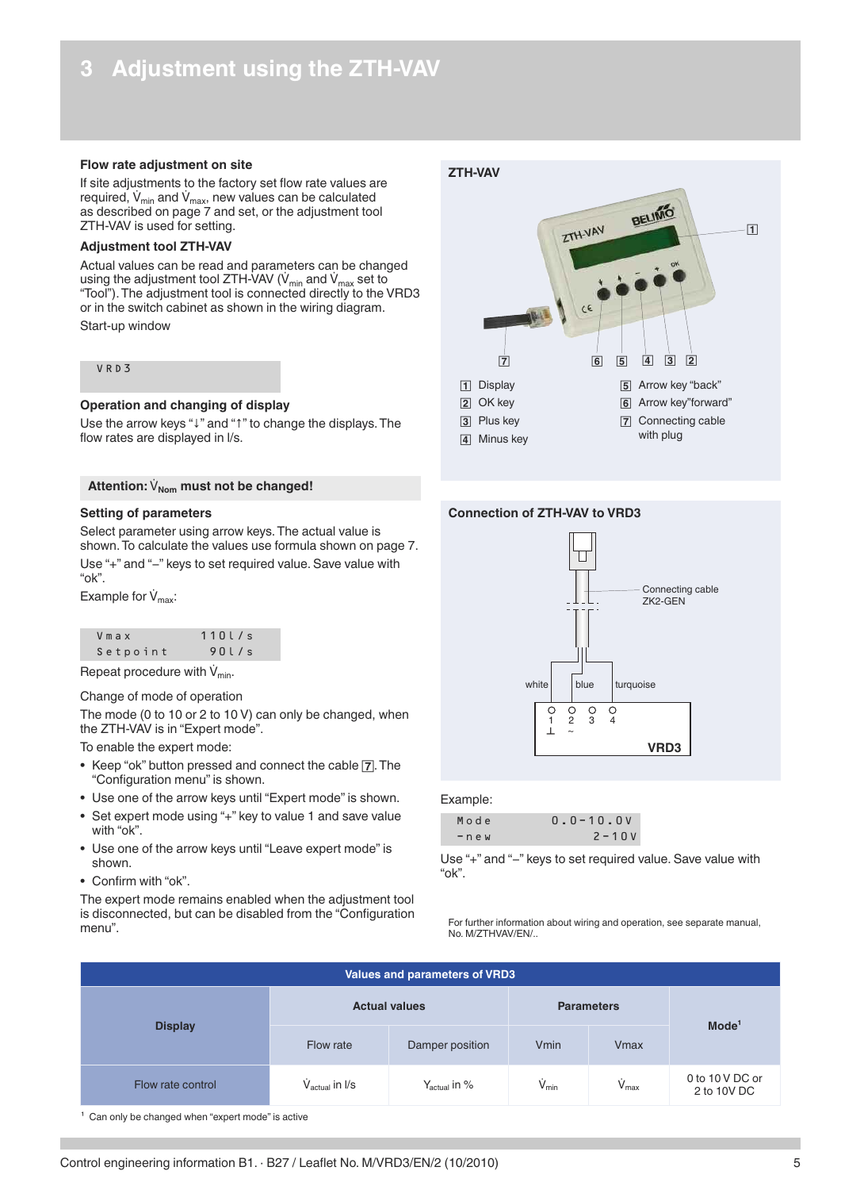# 3 Adjustment using the ZTH-VAV

### Flow rate adjustment on site

If site adjustments to the factory set flow rate values are required, $\dot{V}_{min}$ and $\dot{V}_{max}$, new values can be calculated as described on page 7 and set, or the adjustment tool ZTH-VAV is used for setting.

### Adjustment tool ZTH-VAV

Actual values can be read and parameters can be changed using the adjustment tool ZTH-VAV ($\dot{V}_{min}$ and $\dot{V}_{max}$ set to "Tool"). The adjustment tool is connected directly to the VRD3 or in the switch cabinet as shown in the wiring diagram.

Start-up window

```
VRD3
```

### Operation and changing of display

Use the arrow keys "↓" and "↑" to change the displays. The flow rates are displayed in l/s.

**Attention: $\dot{V}_{Nom}$ must not be changed!**

### Setting of parameters

Select parameter using arrow keys. The actual value is shown. To calculate the values use formula shown on page 7.

Use "+" and "–" keys to set required value. Save value with "ok".

Example for $\dot{V}_{max}$:

```
Vmax        110l/s
Setpoint     90l/s
```

Repeat procedure with $\dot{V}_{min}$.

Change of mode of operation

The mode (0 to 10 or 2 to 10 V) can only be changed, when the ZTH-VAV is in "Expert mode".

To enable the expert mode:

- Keep "ok" button pressed and connect the cable [7]. The "Configuration menu" is shown.
- Use one of the arrow keys until "Expert mode" is shown.
- Set expert mode using "+" key to value 1 and save value with "ok".
- Use one of the arrow keys until "Leave expert mode" is shown.
- Confirm with "ok".

The expert mode remains enabled when the adjustment tool is disconnected, but can be disabled from the "Configuration menu".

### ZTH-VAV

[1] Display
[2] OK key
[3] Plus key
[4] Minus key
[5] Arrow key "back"
[6] Arrow key "forward"
[7] Connecting cable with plug

### Connection of ZTH-VAV to VRD3

Connecting cable ZK2-GEN

white, blue, turquoise — terminals 1 ⊥, 2 ~, 3, 4 — VRD3

Example:

```
Mode     0.0-10.0V
-new        2-10V
```

Use "+" and "–" keys to set required value. Save value with "ok".

For further information about wiring and operation, see separate manual, No. M/ZTHVAV/EN/..

| Values and parameters of VRD3 | | | | | |
|---|---|---|---|---|---|
| Display | Actual values | | Parameters | | Mode[1] |
| | Flow rate | Damper position | Vmin | Vmax | |
| Flow rate control | $\dot{V}_{actual}$ in l/s | $Y_{actual}$ in % | $\dot{V}_{min}$ | $\dot{V}_{max}$ | 0 to 10 V DC or 2 to 10V DC |

[1] Can only be changed when "expert mode" is active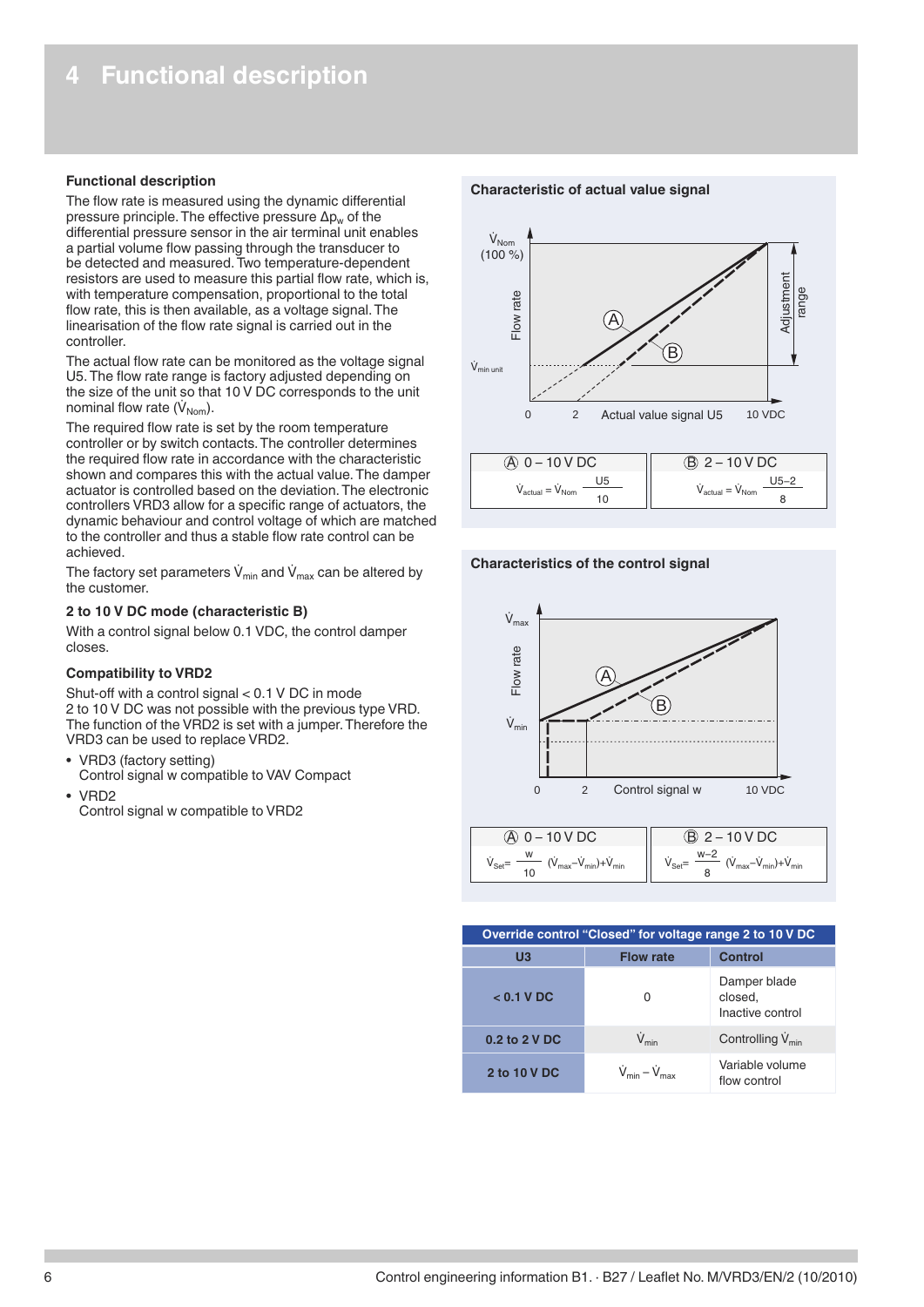# 4 Functional description

### Functional description

The flow rate is measured using the dynamic differential pressure principle. The effective pressure $\Delta p_w$ of the differential pressure sensor in the air terminal unit enables a partial volume flow passing through the transducer to be detected and measured. Two temperature-dependent resistors are used to measure this partial flow rate, which is, with temperature compensation, proportional to the total flow rate, this is then available, as a voltage signal. The linearisation of the flow rate signal is carried out in the controller.

The actual flow rate can be monitored as the voltage signal U5. The flow rate range is factory adjusted depending on the size of the unit so that 10 V DC corresponds to the unit nominal flow rate ($\dot{V}_{Nom}$).

The required flow rate is set by the room temperature controller or by switch contacts. The controller determines the required flow rate in accordance with the characteristic shown and compares this with the actual value. The damper actuator is controlled based on the deviation. The electronic controllers VRD3 allow for a specific range of actuators, the dynamic behaviour and control voltage of which are matched to the controller and thus a stable flow rate control can be achieved.

The factory set parameters $\dot{V}_{min}$ and $\dot{V}_{max}$ can be altered by the customer.

### 2 to 10 V DC mode (characteristic B)

With a control signal below 0.1 VDC, the control damper closes.

### Compatibility to VRD2

Shut-off with a control signal < 0.1 V DC in mode 2 to 10 V DC was not possible with the previous type VRD. The function of the VRD2 is set with a jumper. Therefore the VRD3 can be used to replace VRD2.

- VRD3 (factory setting)
  Control signal w compatible to VAV Compact
- VRD2
  Control signal w compatible to VRD2

### Characteristic of actual value signal

| Ⓐ 0 – 10 V DC | Ⓑ 2 – 10 V DC |
|---|---|
| $\dot{V}_{actual} = \dot{V}_{Nom} \dfrac{U5}{10}$ | $\dot{V}_{actual} = \dot{V}_{Nom} \dfrac{U5-2}{8}$ |

### Characteristics of the control signal

| Ⓐ 0 – 10 V DC | Ⓑ 2 – 10 V DC |
|---|---|
| $\dot{V}_{Set} = \dfrac{w}{10} (\dot{V}_{max} - \dot{V}_{min}) + \dot{V}_{min}$ | $\dot{V}_{Set} = \dfrac{w-2}{8} (\dot{V}_{max} - \dot{V}_{min}) + \dot{V}_{min}$ |

**Override control "Closed" for voltage range 2 to 10 V DC**

| U3 | Flow rate | Control |
|---|---|---|
| < 0.1 V DC | 0 | Damper blade closed, Inactive control |
| 0.2 to 2 V DC | $\dot{V}_{min}$ | Controlling $\dot{V}_{min}$ |
| 2 to 10 V DC | $\dot{V}_{min} - \dot{V}_{max}$ | Variable volume flow control |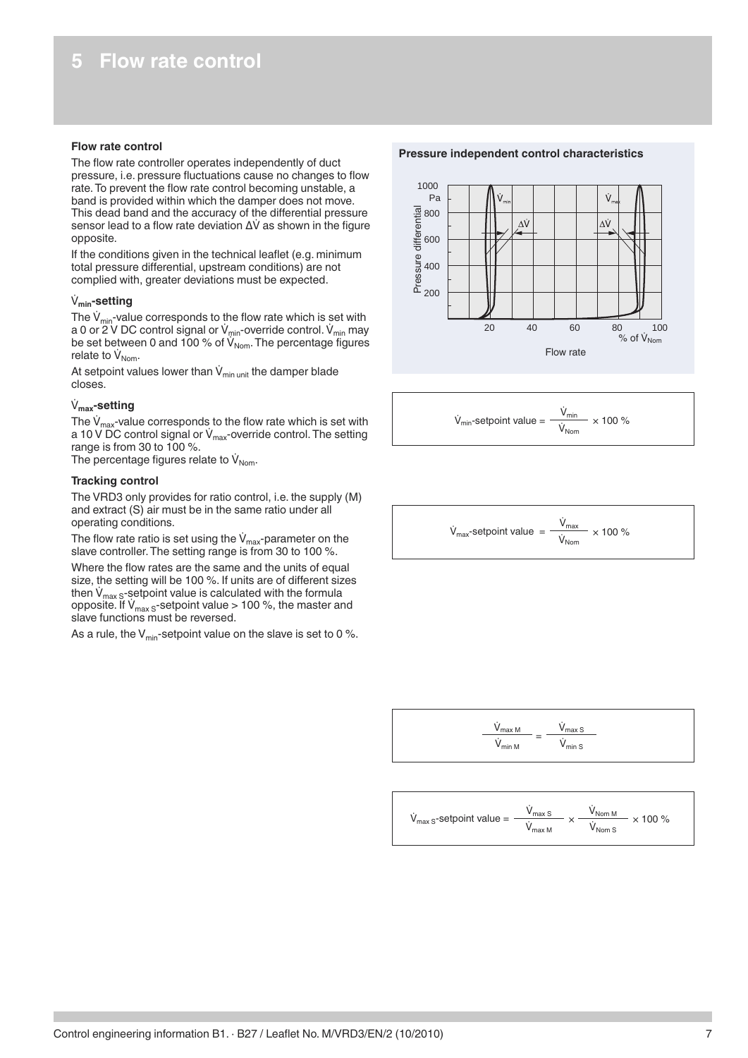# 5 Flow rate control

**Flow rate control**

The flow rate controller operates independently of duct pressure, i.e. pressure fluctuations cause no changes to flow rate. To prevent the flow rate control becoming unstable, a band is provided within which the damper does not move. This dead band and the accuracy of the differential pressure sensor lead to a flow rate deviation $\Delta\dot{V}$ as shown in the figure opposite.

If the conditions given in the technical leaflet (e.g. minimum total pressure differential, upstream conditions) are not complied with, greater deviations must be expected.

**$\dot{V}_{min}$-setting**

The $\dot{V}_{min}$-value corresponds to the flow rate which is set with a 0 or 2 V DC control signal or $\dot{V}_{min}$-override control. $\dot{V}_{min}$ may be set between 0 and 100 % of $\dot{V}_{Nom}$. The percentage figures relate to $\dot{V}_{Nom}$.

At setpoint values lower than $\dot{V}_{min\ unit}$ the damper blade closes.

**$\dot{V}_{max}$-setting**

The $\dot{V}_{max}$-value corresponds to the flow rate which is set with a 10 V DC control signal or $\dot{V}_{max}$-override control. The setting range is from 30 to 100 %.
The percentage figures relate to $\dot{V}_{Nom}$.

**Tracking control**

The VRD3 only provides for ratio control, i.e. the supply (M) and extract (S) air must be in the same ratio under all operating conditions.

The flow rate ratio is set using the $\dot{V}_{max}$-parameter on the slave controller. The setting range is from 30 to 100 %.

Where the flow rates are the same and the units of equal size, the setting will be 100 %. If units are of different sizes then $\dot{V}_{max\ S}$-setpoint value is calculated with the formula opposite. If $\dot{V}_{max\ S}$-setpoint value > 100 %, the master and slave functions must be reversed.

As a rule, the $V_{min}$-setpoint value on the slave is set to 0 %.

**Pressure independent control characteristics**

$$\dot{V}_{min}\text{-setpoint value} = \frac{\dot{V}_{min}}{\dot{V}_{Nom}} \times 100\ \%$$

$$\dot{V}_{max}\text{-setpoint value} = \frac{\dot{V}_{max}}{\dot{V}_{Nom}} \times 100\ \%$$

$$\frac{\dot{V}_{max\ M}}{\dot{V}_{min\ M}} = \frac{\dot{V}_{max\ S}}{\dot{V}_{min\ S}}$$

$$\dot{V}_{max\ S}\text{-setpoint value} = \frac{\dot{V}_{max\ S}}{\dot{V}_{max\ M}} \times \frac{\dot{V}_{Nom\ M}}{\dot{V}_{Nom\ S}} \times 100\ \%$$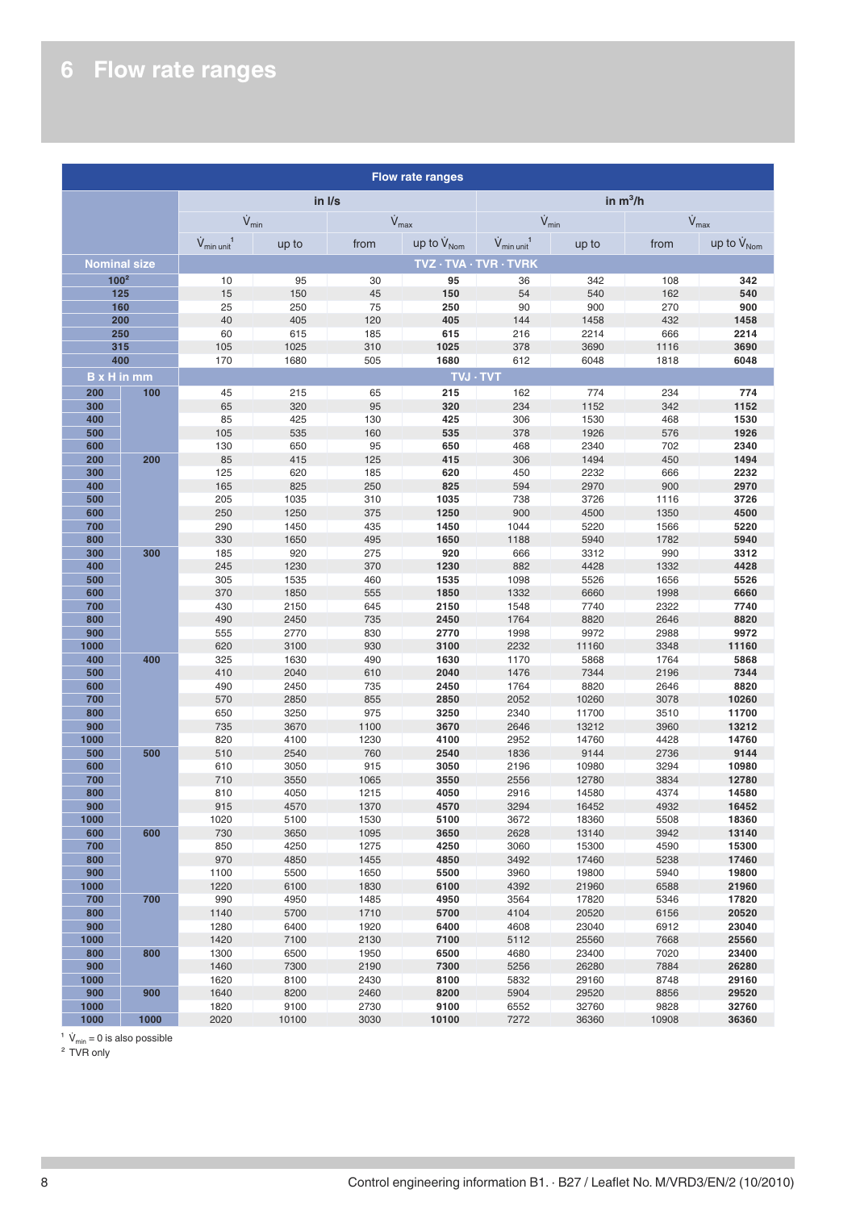# 6 Flow rate ranges

| Flow rate ranges | | | | | | | | | |
|---|---|---|---|---|---|---|---|---|---|
| | | in l/s | | | | in m³/h | | | |
| | | $\dot{V}_{min}$ | | $\dot{V}_{max}$ | | $\dot{V}_{min}$ | | $\dot{V}_{max}$ | |
| | | $\dot{V}_{min\ unit}$[1] | up to | from | up to $\dot{V}_{Nom}$ | $\dot{V}_{min\ unit}$[1] | up to | from | up to $\dot{V}_{Nom}$ |
| **Nominal size** | | **TVZ · TVA · TVR · TVRK** | | | | | | | |
| **100**[2] | | 10 | 95 | 30 | **95** | 36 | 342 | 108 | **342** |
| **125** | | 15 | 150 | 45 | **150** | 54 | 540 | 162 | **540** |
| **160** | | 25 | 250 | 75 | **250** | 90 | 900 | 270 | **900** |
| **200** | | 40 | 405 | 120 | **405** | 144 | 1458 | 432 | **1458** |
| **250** | | 60 | 615 | 185 | **615** | 216 | 2214 | 666 | **2214** |
| **315** | | 105 | 1025 | 310 | **1025** | 378 | 3690 | 1116 | **3690** |
| **400** | | 170 | 1680 | 505 | **1680** | 612 | 6048 | 1818 | **6048** |
| **B x H in mm** | | **TVJ · TVT** | | | | | | | |
| **200** | **100** | 45 | 215 | 65 | **215** | 162 | 774 | 234 | **774** |
| **300** | | 65 | 320 | 95 | **320** | 234 | 1152 | 342 | **1152** |
| **400** | | 85 | 425 | 130 | **425** | 306 | 1530 | 468 | **1530** |
| **500** | | 105 | 535 | 160 | **535** | 378 | 1926 | 576 | **1926** |
| **600** | | 130 | 650 | 95 | **650** | 468 | 2340 | 702 | **2340** |
| **200** | **200** | 85 | 415 | 125 | **415** | 306 | 1494 | 450 | **1494** |
| **300** | | 125 | 620 | 185 | **620** | 450 | 2232 | 666 | **2232** |
| **400** | | 165 | 825 | 250 | **825** | 594 | 2970 | 900 | **2970** |
| **500** | | 205 | 1035 | 310 | **1035** | 738 | 3726 | 1116 | **3726** |
| **600** | | 250 | 1250 | 375 | **1250** | 900 | 4500 | 1350 | **4500** |
| **700** | | 290 | 1450 | 435 | **1450** | 1044 | 5220 | 1566 | **5220** |
| **800** | | 330 | 1650 | 495 | **1650** | 1188 | 5940 | 1782 | **5940** |
| **300** | **300** | 185 | 920 | 275 | **920** | 666 | 3312 | 990 | **3312** |
| **400** | | 245 | 1230 | 370 | **1230** | 882 | 4428 | 1332 | **4428** |
| **500** | | 305 | 1535 | 460 | **1535** | 1098 | 5526 | 1656 | **5526** |
| **600** | | 370 | 1850 | 555 | **1850** | 1332 | 6660 | 1998 | **6660** |
| **700** | | 430 | 2150 | 645 | **2150** | 1548 | 7740 | 2322 | **7740** |
| **800** | | 490 | 2450 | 735 | **2450** | 1764 | 8820 | 2646 | **8820** |
| **900** | | 555 | 2770 | 830 | **2770** | 1998 | 9972 | 2988 | **9972** |
| **1000** | | 620 | 3100 | 930 | **3100** | 2232 | 11160 | 3348 | **11160** |
| **400** | **400** | 325 | 1630 | 490 | **1630** | 1170 | 5868 | 1764 | **5868** |
| **500** | | 410 | 2040 | 610 | **2040** | 1476 | 7344 | 2196 | **7344** |
| **600** | | 490 | 2450 | 735 | **2450** | 1764 | 8820 | 2646 | **8820** |
| **700** | | 570 | 2850 | 855 | **2850** | 2052 | 10260 | 3078 | **10260** |
| **800** | | 650 | 3250 | 975 | **3250** | 2340 | 11700 | 3510 | **11700** |
| **900** | | 735 | 3670 | 1100 | **3670** | 2646 | 13212 | 3960 | **13212** |
| **1000** | | 820 | 4100 | 1230 | **4100** | 2952 | 14760 | 4428 | **14760** |
| **500** | **500** | 510 | 2540 | 760 | **2540** | 1836 | 9144 | 2736 | **9144** |
| **600** | | 610 | 3050 | 915 | **3050** | 2196 | 10980 | 3294 | **10980** |
| **700** | | 710 | 3550 | 1065 | **3550** | 2556 | 12780 | 3834 | **12780** |
| **800** | | 810 | 4050 | 1215 | **4050** | 2916 | 14580 | 4374 | **14580** |
| **900** | | 915 | 4570 | 1370 | **4570** | 3294 | 16452 | 4932 | **16452** |
| **1000** | | 1020 | 5100 | 1530 | **5100** | 3672 | 18360 | 5508 | **18360** |
| **600** | **600** | 730 | 3650 | 1095 | **3650** | 2628 | 13140 | 3942 | **13140** |
| **700** | | 850 | 4250 | 1275 | **4250** | 3060 | 15300 | 4590 | **15300** |
| **800** | | 970 | 4850 | 1455 | **4850** | 3492 | 17460 | 5238 | **17460** |
| **900** | | 1100 | 5500 | 1650 | **5500** | 3960 | 19800 | 5940 | **19800** |
| **1000** | | 1220 | 6100 | 1830 | **6100** | 4392 | 21960 | 6588 | **21960** |
| **700** | **700** | 990 | 4950 | 1485 | **4950** | 3564 | 17820 | 5346 | **17820** |
| **800** | | 1140 | 5700 | 1710 | **5700** | 4104 | 20520 | 6156 | **20520** |
| **900** | | 1280 | 6400 | 1920 | **6400** | 4608 | 23040 | 6912 | **23040** |
| **1000** | | 1420 | 7100 | 2130 | **7100** | 5112 | 25560 | 7668 | **25560** |
| **800** | **800** | 1300 | 6500 | 1950 | **6500** | 4680 | 23400 | 7020 | **23400** |
| **900** | | 1460 | 7300 | 2190 | **7300** | 5256 | 26280 | 7884 | **26280** |
| **1000** | | 1620 | 8100 | 2430 | **8100** | 5832 | 29160 | 8748 | **29160** |
| **900** | **900** | 1640 | 8200 | 2460 | **8200** | 5904 | 29520 | 8856 | **29520** |
| **1000** | | 1820 | 9100 | 2730 | **9100** | 6552 | 32760 | 9828 | **32760** |
| **1000** | **1000** | 2020 | 10100 | 3030 | **10100** | 7272 | 36360 | 10908 | **36360** |

[1] $\dot{V}_{min}$ = 0 is also possible
[2] TVR only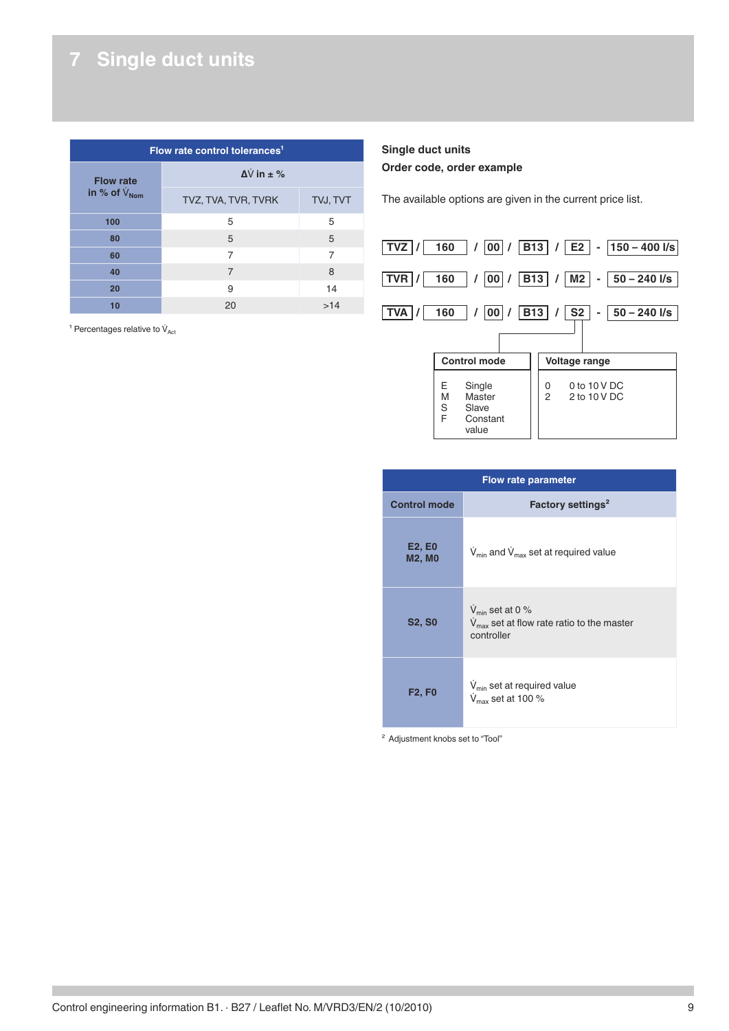# 7 Single duct units

| Flow rate control tolerances[1] | | |
|---|---|---|
| Flow rate in % of $\dot{V}_{Nom}$ | $\Delta\dot{V}$ in ± % | |
| | TVZ, TVA, TVR, TVRK | TVJ, TVT |
| 100 | 5 | 5 |
| 80 | 5 | 5 |
| 60 | 7 | 7 |
| 40 | 7 | 8 |
| 20 | 9 | 14 |
| 10 | 20 | >14 |

[1] Percentages relative to $\dot{V}_{Act}$

**Single duct units**

**Order code, order example**

The available options are given in the current price list.

TVZ / 160 / 00 / B13 / E2 - 150 – 400 l/s

TVR / 160 / 00 / B13 / M2 - 50 – 240 l/s

TVA / 160 / 00 / B13 / S2 - 50 – 240 l/s

| Control mode | |
|---|---|
| E | Single |
| M | Master |
| S | Slave |
| F | Constant value |

| Voltage range | |
|---|---|
| 0 | 0 to 10 V DC |
| 2 | 2 to 10 V DC |

| Flow rate parameter | |
|---|---|
| Control mode | Factory settings[2] |
| E2, E0<br>M2, M0 | $\dot{V}_{min}$ and $\dot{V}_{max}$ set at required value |
| S2, S0 | $\dot{V}_{min}$ set at 0 %<br>$\dot{V}_{max}$ set at flow rate ratio to the master controller |
| F2, F0 | $\dot{V}_{min}$ set at required value<br>$\dot{V}_{max}$ set at 100 % |

[2] Adjustment knobs set to "Tool"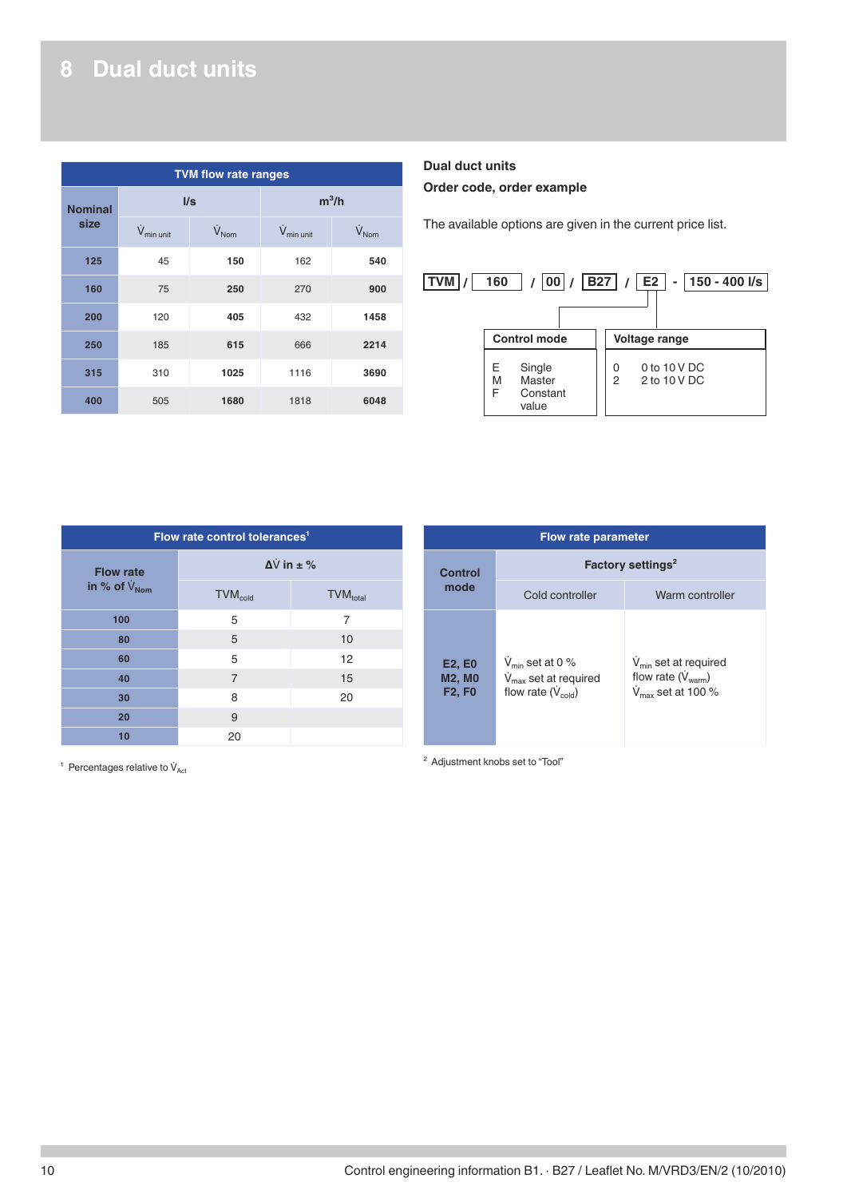# 8 Dual duct units

| TVM flow rate ranges | | | | |
|---|---|---|---|---|
| Nominal size | l/s | | m³/h | |
| | $\dot{V}_{min\ unit}$ | $\dot{V}_{Nom}$ | $\dot{V}_{min\ unit}$ | $\dot{V}_{Nom}$ |
| **125** | 45 | **150** | 162 | **540** |
| **160** | 75 | **250** | 270 | **900** |
| **200** | 120 | **405** | 432 | **1458** |
| **250** | 185 | **615** | 666 | **2214** |
| **315** | 310 | **1025** | 1116 | **3690** |
| **400** | 505 | **1680** | 1818 | **6048** |

**Dual duct units**

**Order code, order example**

The available options are given in the current price list.

**TVM** / **160** / **00** / **B27** / **E2** - **150 - 400 l/s**

**Control mode**

- E Single
- M Master
- F Constant value

**Voltage range**

- 0 0 to 10 V DC
- 2 2 to 10 V DC

| Flow rate control tolerances[1] | | |
|---|---|---|
| Flow rate in % of $\dot{V}_{Nom}$ | $\Delta\dot{V}$ in ± % | |
| | $TVM_{cold}$ | $TVM_{total}$ |
| **100** | 5 | 7 |
| **80** | 5 | 10 |
| **60** | 5 | 12 |
| **40** | 7 | 15 |
| **30** | 8 | 20 |
| **20** | 9 | |
| **10** | 20 | |

[1] Percentages relative to $\dot{V}_{Act}$

| Flow rate parameter | | |
|---|---|---|
| Control mode | Factory settings[2] | |
| | Cold controller | Warm controller |
| **E2, E0 M2, M0 F2, F0** | $\dot{V}_{min}$ set at 0 % $\dot{V}_{max}$ set at required flow rate ($\dot{V}_{cold}$) | $\dot{V}_{min}$ set at required flow rate ($\dot{V}_{warm}$) $\dot{V}_{max}$ set at 100 % |

[2] Adjustment knobs set to “Tool”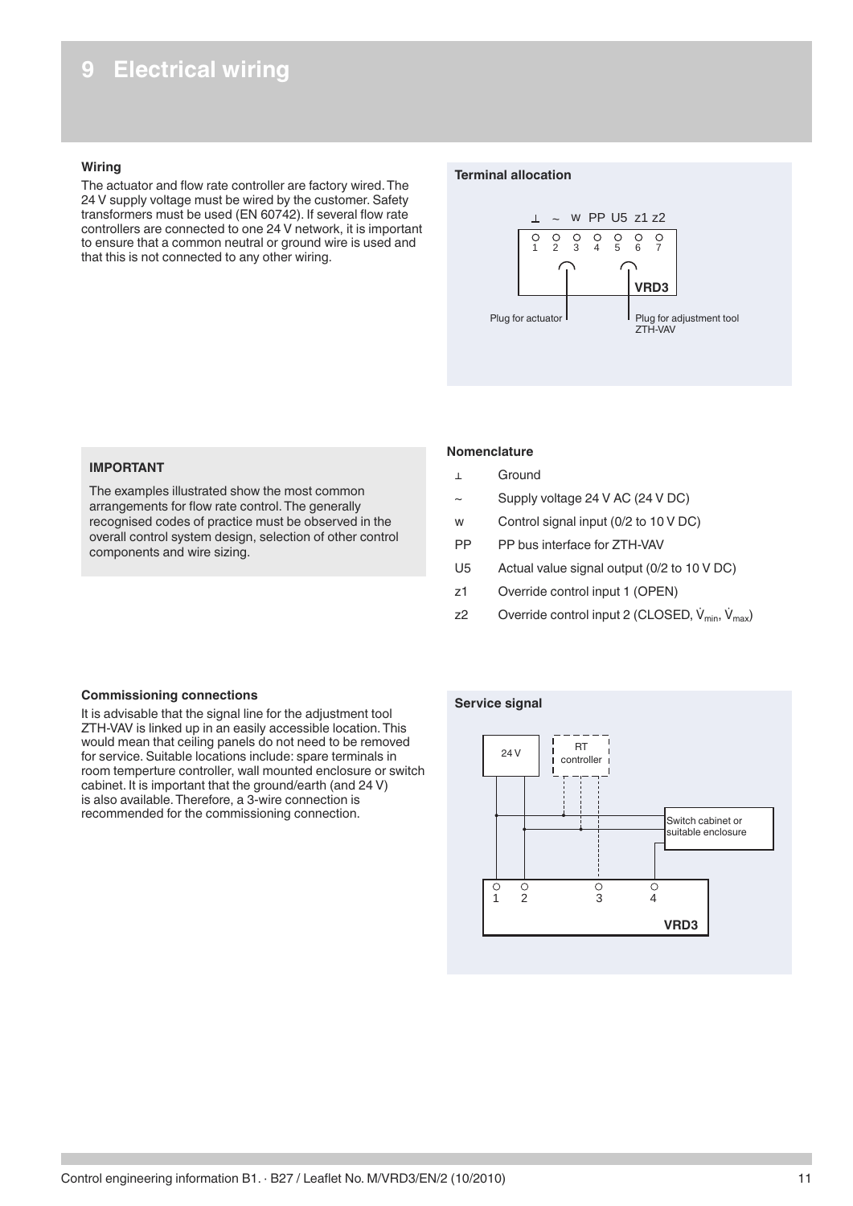# 9 Electrical wiring

**Wiring**

The actuator and flow rate controller are factory wired. The 24 V supply voltage must be wired by the customer. Safety transformers must be used (EN 60742). If several flow rate controllers are connected to one 24 V network, it is important to ensure that a common neutral or ground wire is used and that this is not connected to any other wiring.

**Terminal allocation**

⊥ ~ w PP U5 z1 z2

1 2 3 4 5 6 7

VRD3

Plug for actuator

Plug for adjustment tool ZTH-VAV

**IMPORTANT**

The examples illustrated show the most common arrangements for flow rate control. The generally recognised codes of practice must be observed in the overall control system design, selection of other control components and wire sizing.

**Nomenclature**

| | |
|---|---|
| ⊥ | Ground |
| ~ | Supply voltage 24 V AC (24 V DC) |
| w | Control signal input (0/2 to 10 V DC) |
| PP | PP bus interface for ZTH-VAV |
| U5 | Actual value signal output (0/2 to 10 V DC) |
| z1 | Override control input 1 (OPEN) |
| z2 | Override control input 2 (CLOSED, $\dot{V}_{min}$, $\dot{V}_{max}$) |

**Commissioning connections**

It is advisable that the signal line for the adjustment tool ZTH-VAV is linked up in an easily accessible location. This would mean that ceiling panels do not need to be removed for service. Suitable locations include: spare terminals in room temperture controller, wall mounted enclosure or switch cabinet. It is important that the ground/earth (and 24 V) is also available. Therefore, a 3-wire connection is recommended for the commissioning connection.

**Service signal**

24 V

RT controller

Switch cabinet or suitable enclosure

1 2 3 4

VRD3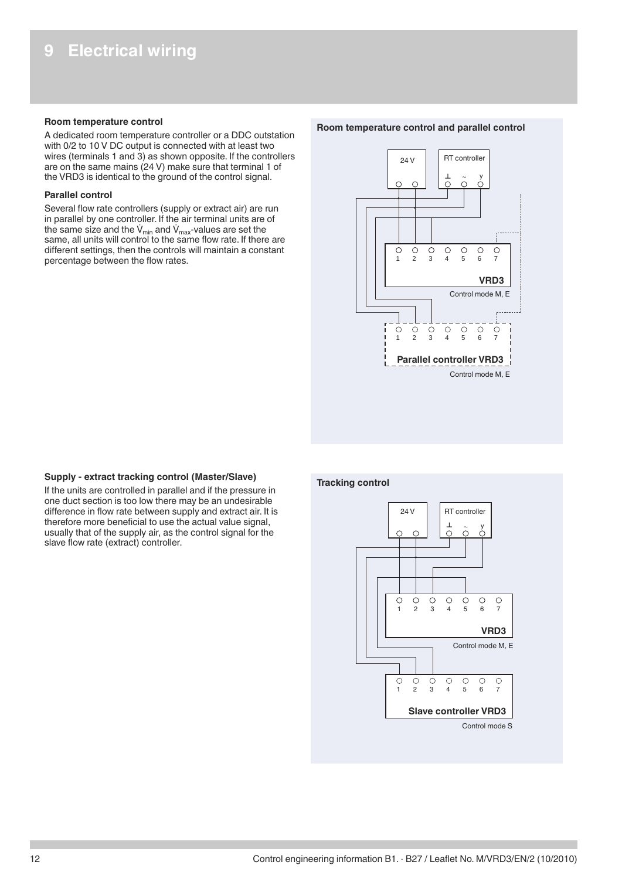# 9 Electrical wiring

**Room temperature control**

A dedicated room temperature controller or a DDC outstation with 0/2 to 10 V DC output is connected with at least two wires (terminals 1 and 3) as shown opposite. If the controllers are on the same mains (24 V) make sure that terminal 1 of the VRD3 is identical to the ground of the control signal.

**Parallel control**

Several flow rate controllers (supply or extract air) are run in parallel by one controller. If the air terminal units are of the same size and the $\dot{V}_{min}$ and $\dot{V}_{max}$-values are set the same, all units will control to the same flow rate. If there are different settings, then the controls will maintain a constant percentage between the flow rates.

**Room temperature control and parallel control**

24 V

RT controller

⊥ ~ y

1 2 3 4 5 6 7

**VRD3**

Control mode M, E

1 2 3 4 5 6 7

**Parallel controller VRD3**

Control mode M, E

**Supply - extract tracking control (Master/Slave)**

If the units are controlled in parallel and if the pressure in one duct section is too low there may be an undesirable difference in flow rate between supply and extract air. It is therefore more beneficial to use the actual value signal, usually that of the supply air, as the control signal for the slave flow rate (extract) controller.

**Tracking control**

24 V

RT controller

⊥ ~ y

1 2 3 4 5 6 7

**VRD3**

Control mode M, E

1 2 3 4 5 6 7

**Slave controller VRD3**

Control mode S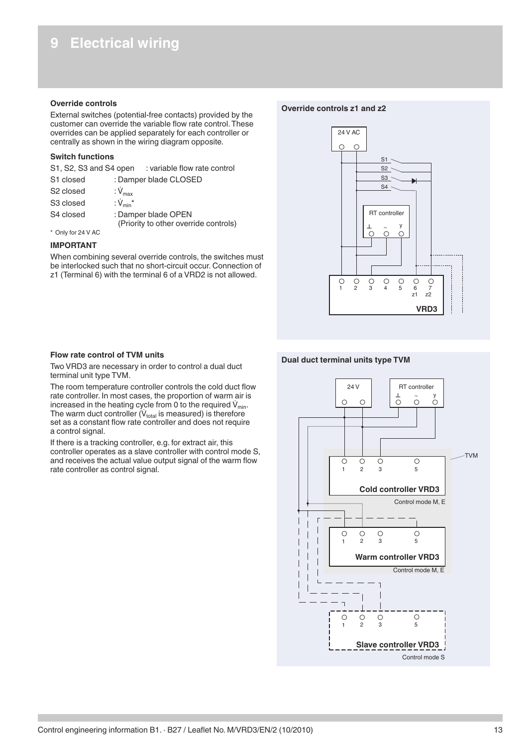# 9 Electrical wiring

### Override controls

External switches (potential-free contacts) provided by the customer can override the variable flow rate control. These overrides can be applied separately for each controller or centrally as shown in the wiring diagram opposite.

### Switch functions

| | |
|---|---|
| S1, S2, S3 and S4 open | : variable flow rate control |
| S1 closed | : Damper blade CLOSED |
| S2 closed | : $\dot{V}_{max}$ |
| S3 closed | : $\dot{V}_{min}$* |
| S4 closed | : Damper blade OPEN (Priority to other override controls) |

\* Only for 24 V AC

**IMPORTANT**

When combining several override controls, the switches must be interlocked such that no short-circuit occur. Connection of z1 (Terminal 6) with the terminal 6 of a VRD2 is not allowed.

**Override controls z1 and z2**

### Flow rate control of TVM units

Two VRD3 are necessary in order to control a dual duct terminal unit type TVM.

The room temperature controller controls the cold duct flow rate controller. In most cases, the proportion of warm air is increased in the heating cycle from 0 to the required $\dot{V}_{min}$. The warm duct controller ($\dot{V}_{total}$ is measured) is therefore set as a constant flow rate controller and does not require a control signal.

If there is a tracking controller, e.g. for extract air, this controller operates as a slave controller with control mode S, and receives the actual value output signal of the warm flow rate controller as control signal.

**Dual duct terminal units type TVM**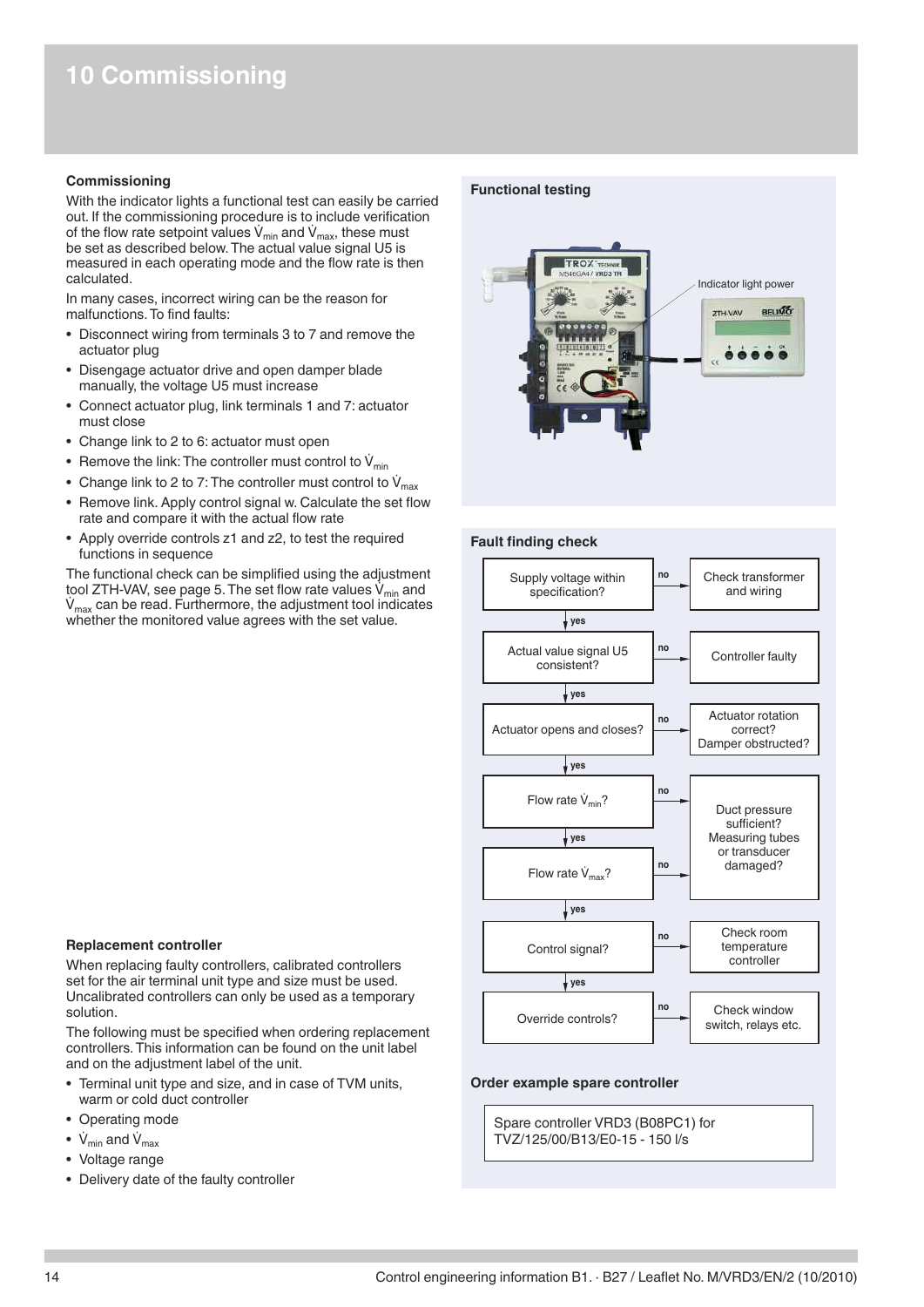# 10 Commissioning

### Commissioning

With the indicator lights a functional test can easily be carried out. If the commissioning procedure is to include verification of the flow rate setpoint values $\dot{V}_{min}$ and $\dot{V}_{max}$, these must be set as described below. The actual value signal U5 is measured in each operating mode and the flow rate is then calculated.

In many cases, incorrect wiring can be the reason for malfunctions. To find faults:

- Disconnect wiring from terminals 3 to 7 and remove the actuator plug
- Disengage actuator drive and open damper blade manually, the voltage U5 must increase
- Connect actuator plug, link terminals 1 and 7: actuator must close
- Change link to 2 to 6: actuator must open
- Remove the link: The controller must control to $\dot{V}_{min}$
- Change link to 2 to 7: The controller must control to $\dot{V}_{max}$
- Remove link. Apply control signal w. Calculate the set flow rate and compare it with the actual flow rate
- Apply override controls z1 and z2, to test the required functions in sequence

The functional check can be simplified using the adjustment tool ZTH-VAV, see page 5. The set flow rate values $\dot{V}_{min}$ and $\dot{V}_{max}$ can be read. Furthermore, the adjustment tool indicates whether the monitored value agrees with the set value.

### Replacement controller

When replacing faulty controllers, calibrated controllers set for the air terminal unit type and size must be used. Uncalibrated controllers can only be used as a temporary solution.

The following must be specified when ordering replacement controllers. This information can be found on the unit label and on the adjustment label of the unit.

- Terminal unit type and size, and in case of TVM units, warm or cold duct controller
- Operating mode
- $\dot{V}_{min}$ and $\dot{V}_{max}$
- Voltage range
- Delivery date of the faulty controller

### Functional testing

Indicator light power

### Fault finding check

Supply voltage within specification? — no → Check transformer and wiring
yes
Actual value signal U5 consistent? — no → Controller faulty
yes
Actuator opens and closes? — no → Actuator rotation correct? Damper obstructed?
yes
Flow rate $\dot{V}_{min}$? — no → Duct pressure sufficient? Measuring tubes or transducer damaged?
yes
Flow rate $\dot{V}_{max}$? — no → Duct pressure sufficient? Measuring tubes or transducer damaged?
yes
Control signal? — no → Check room temperature controller
yes
Override controls? — no → Check window switch, relays etc.

### Order example spare controller

Spare controller VRD3 (B08PC1) for TVZ/125/00/B13/E0-15 - 150 l/s